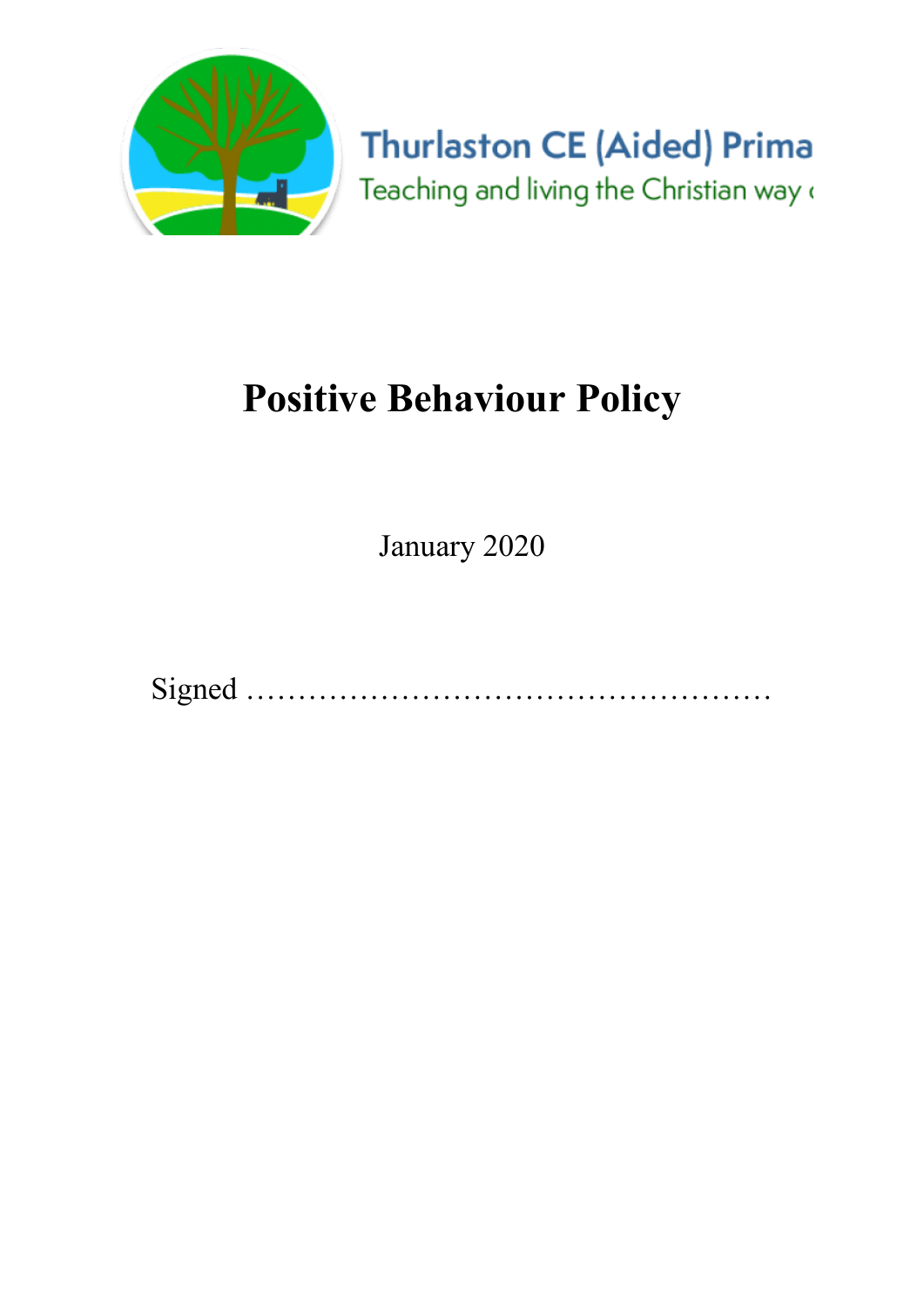Thurlaston CE (Aided) Prima

Teaching and living the Christian way 

# Positive Behaviour Policy

January 2020

Signed ……………………………………………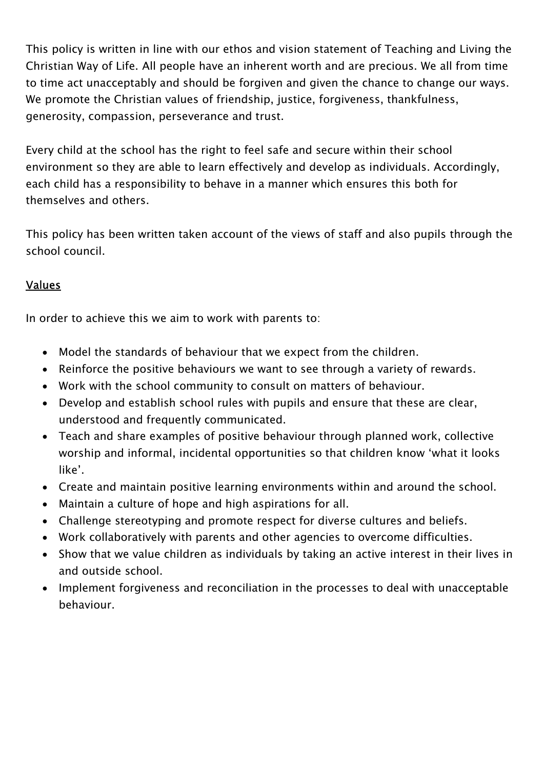This policy is written in line with our ethos and vision statement of Teaching and Living the Christian Way of Life. All people have an inherent worth and are precious. We all from time to time act unacceptably and should be forgiven and given the chance to change our ways. We promote the Christian values of friendship, justice, forgiveness, thankfulness, generosity, compassion, perseverance and trust.

Every child at the school has the right to feel safe and secure within their school environment so they are able to learn effectively and develop as individuals. Accordingly, each child has a responsibility to behave in a manner which ensures this both for themselves and others.

This policy has been written taken account of the views of staff and also pupils through the school council.

## Values

In order to achieve this we aim to work with parents to:

- Model the standards of behaviour that we expect from the children.
- Reinforce the positive behaviours we want to see through a variety of rewards.
- Work with the school community to consult on matters of behaviour.
- Develop and establish school rules with pupils and ensure that these are clear, understood and frequently communicated.
- Teach and share examples of positive behaviour through planned work, collective worship and informal, incidental opportunities so that children know 'what it looks like'.
- Create and maintain positive learning environments within and around the school.
- Maintain a culture of hope and high aspirations for all.
- Challenge stereotyping and promote respect for diverse cultures and beliefs.
- Work collaboratively with parents and other agencies to overcome difficulties.
- Show that we value children as individuals by taking an active interest in their lives in and outside school.
- Implement forgiveness and reconciliation in the processes to deal with unacceptable behaviour.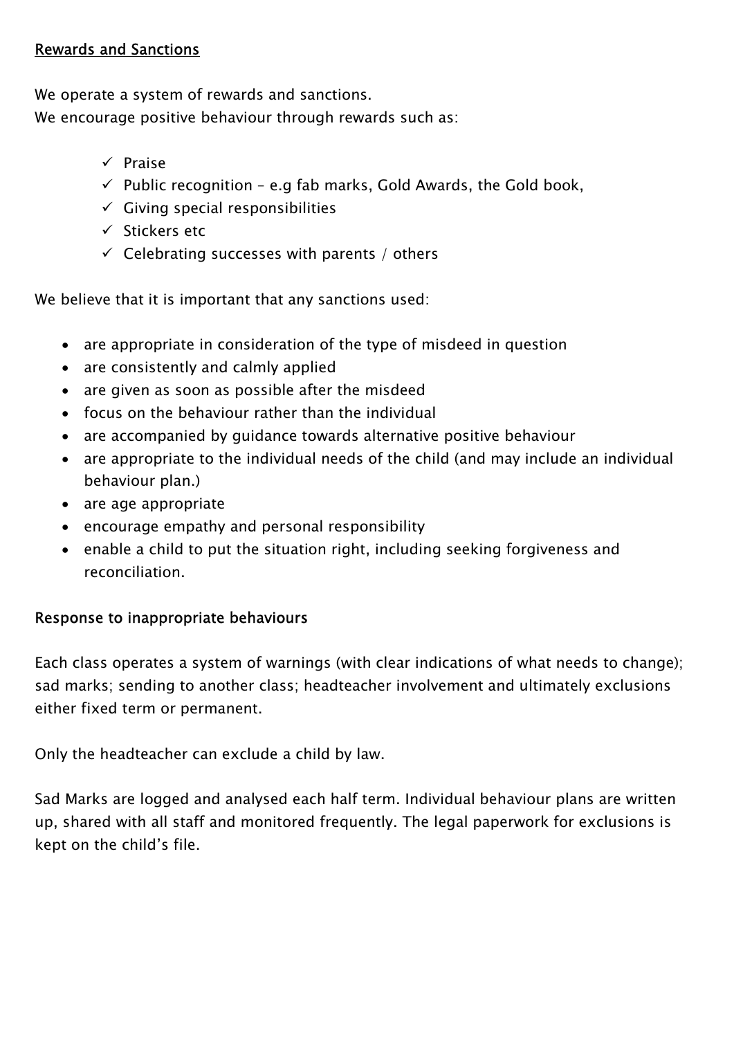## Rewards and Sanctions

We operate a system of rewards and sanctions.
We encourage positive behaviour through rewards such as:

- ✓ Praise
- ✓ Public recognition – e.g fab marks, Gold Awards, the Gold book,
- ✓ Giving special responsibilities
- ✓ Stickers etc
- ✓ Celebrating successes with parents / others

We believe that it is important that any sanctions used:

- are appropriate in consideration of the type of misdeed in question
- are consistently and calmly applied
- are given as soon as possible after the misdeed
- focus on the behaviour rather than the individual
- are accompanied by guidance towards alternative positive behaviour
- are appropriate to the individual needs of the child (and may include an individual behaviour plan.)
- are age appropriate
- encourage empathy and personal responsibility
- enable a child to put the situation right, including seeking forgiveness and reconciliation.

### Response to inappropriate behaviours

Each class operates a system of warnings (with clear indications of what needs to change); sad marks; sending to another class; headteacher involvement and ultimately exclusions either fixed term or permanent.

Only the headteacher can exclude a child by law.

Sad Marks are logged and analysed each half term. Individual behaviour plans are written up, shared with all staff and monitored frequently. The legal paperwork for exclusions is kept on the child's file.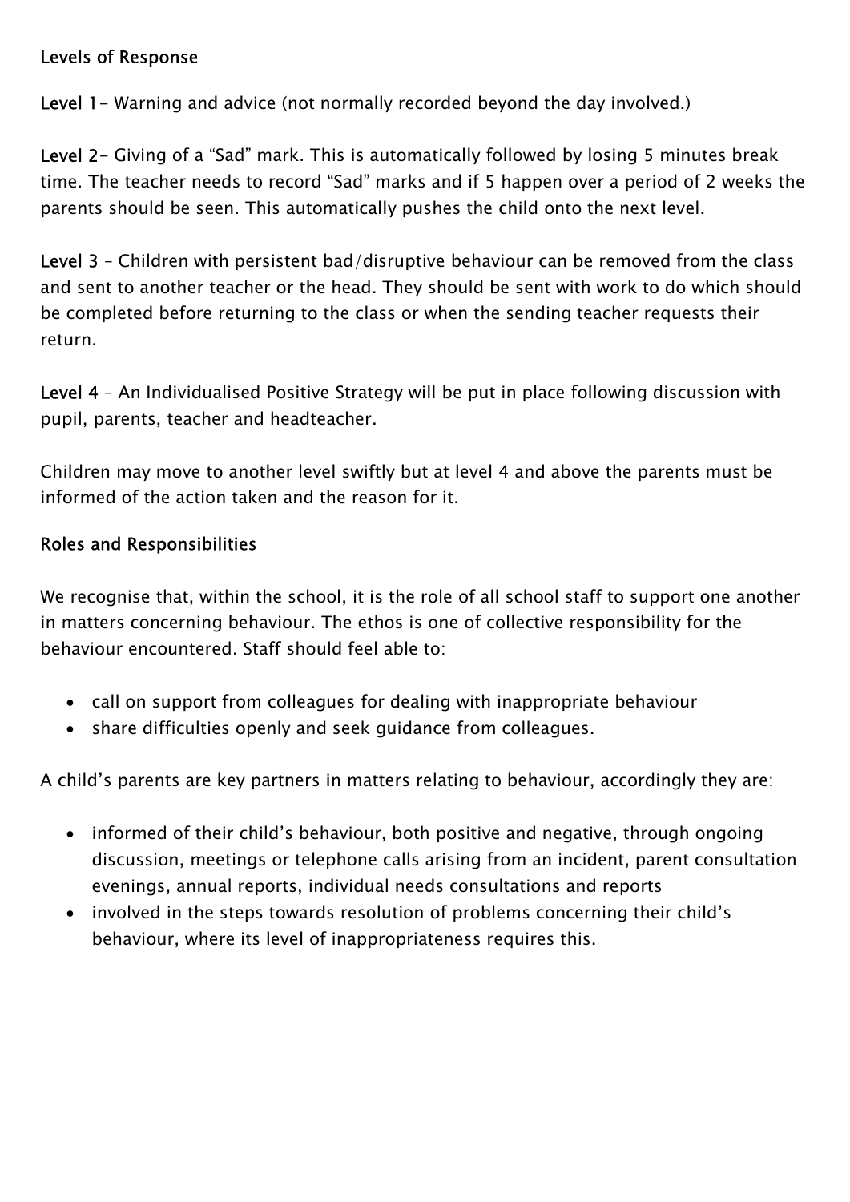## Levels of Response

**Level 1**- Warning and advice (not normally recorded beyond the day involved.)

**Level 2**- Giving of a "Sad" mark. This is automatically followed by losing 5 minutes break time. The teacher needs to record "Sad" marks and if 5 happen over a period of 2 weeks the parents should be seen. This automatically pushes the child onto the next level.

**Level 3** – Children with persistent bad/disruptive behaviour can be removed from the class and sent to another teacher or the head. They should be sent with work to do which should be completed before returning to the class or when the sending teacher requests their return.

**Level 4** – An Individualised Positive Strategy will be put in place following discussion with pupil, parents, teacher and headteacher.

Children may move to another level swiftly but at level 4 and above the parents must be informed of the action taken and the reason for it.

## Roles and Responsibilities

We recognise that, within the school, it is the role of all school staff to support one another in matters concerning behaviour. The ethos is one of collective responsibility for the behaviour encountered. Staff should feel able to:

- call on support from colleagues for dealing with inappropriate behaviour
- share difficulties openly and seek guidance from colleagues.

A child's parents are key partners in matters relating to behaviour, accordingly they are:

- informed of their child's behaviour, both positive and negative, through ongoing discussion, meetings or telephone calls arising from an incident, parent consultation evenings, annual reports, individual needs consultations and reports
- involved in the steps towards resolution of problems concerning their child's behaviour, where its level of inappropriateness requires this.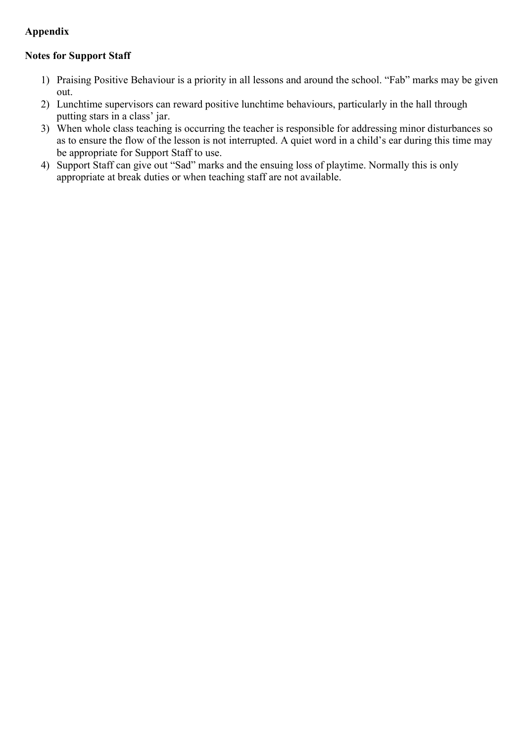**Appendix**

**Notes for Support Staff**

1) Praising Positive Behaviour is a priority in all lessons and around the school. "Fab" marks may be given out.
2) Lunchtime supervisors can reward positive lunchtime behaviours, particularly in the hall through putting stars in a class' jar.
3) When whole class teaching is occurring the teacher is responsible for addressing minor disturbances so as to ensure the flow of the lesson is not interrupted. A quiet word in a child's ear during this time may be appropriate for Support Staff to use.
4) Support Staff can give out "Sad" marks and the ensuing loss of playtime. Normally this is only appropriate at break duties or when teaching staff are not available.